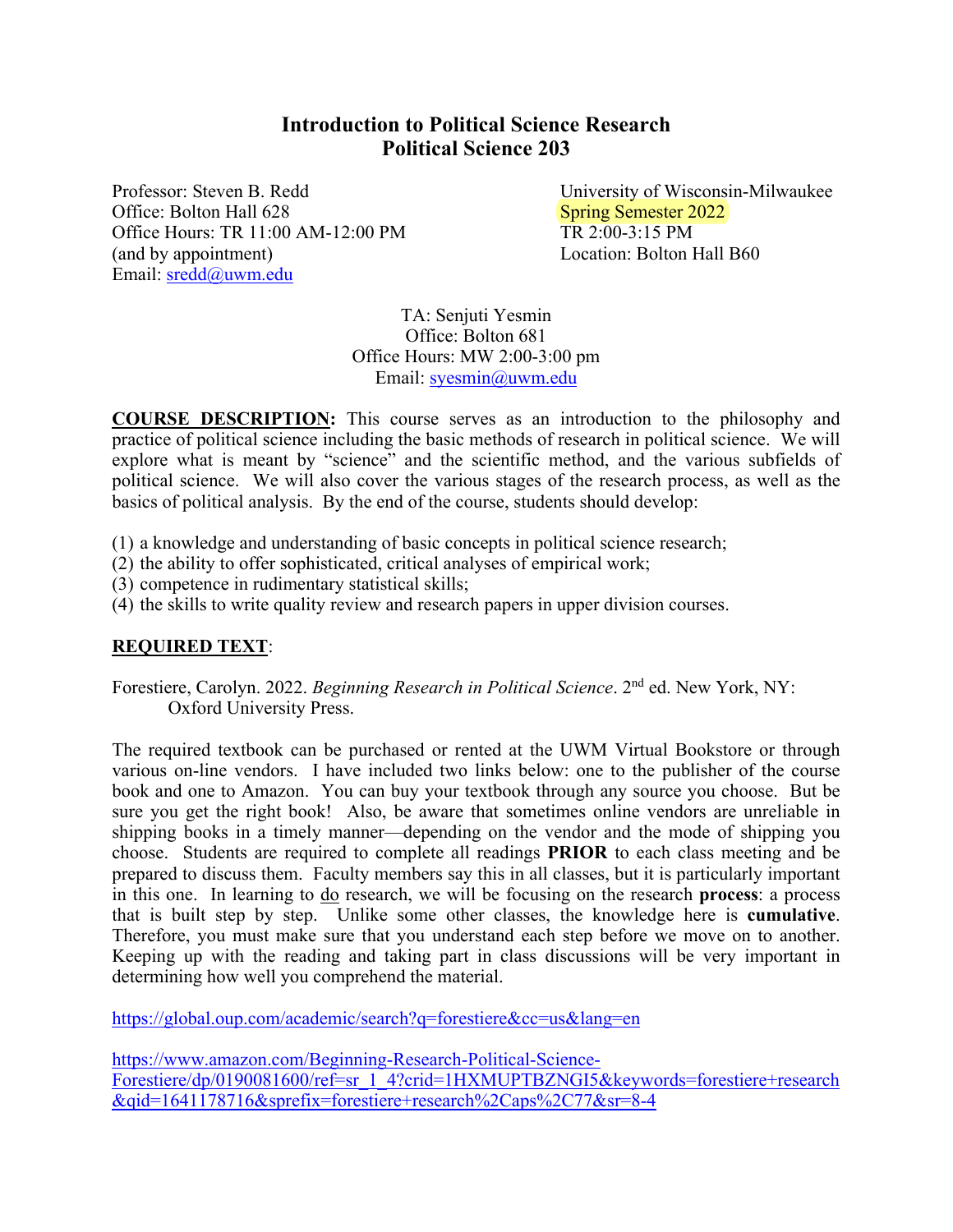# Introduction to Political Science Research
# Political Science 203

Professor: Steven B. Redd
Office: Bolton Hall 628
Office Hours: TR 11:00 AM-12:00 PM
(and by appointment)
Email: sredd@uwm.edu

University of Wisconsin-Milwaukee
Spring Semester 2022
TR 2:00-3:15 PM
Location: Bolton Hall B60

TA: Senjuti Yesmin
Office: Bolton 681
Office Hours: MW 2:00-3:00 pm
Email: syesmin@uwm.edu

**COURSE DESCRIPTION:** This course serves as an introduction to the philosophy and practice of political science including the basic methods of research in political science. We will explore what is meant by "science" and the scientific method, and the various subfields of political science. We will also cover the various stages of the research process, as well as the basics of political analysis. By the end of the course, students should develop:

(1) a knowledge and understanding of basic concepts in political science research;
(2) the ability to offer sophisticated, critical analyses of empirical work;
(3) competence in rudimentary statistical skills;
(4) the skills to write quality review and research papers in upper division courses.

**REQUIRED TEXT:**

Forestiere, Carolyn. 2022. *Beginning Research in Political Science*. 2nd ed. New York, NY: Oxford University Press.

The required textbook can be purchased or rented at the UWM Virtual Bookstore or through various on-line vendors. I have included two links below: one to the publisher of the course book and one to Amazon. You can buy your textbook through any source you choose. But be sure you get the right book! Also, be aware that sometimes online vendors are unreliable in shipping books in a timely manner—depending on the vendor and the mode of shipping you choose. Students are required to complete all readings **PRIOR** to each class meeting and be prepared to discuss them. Faculty members say this in all classes, but it is particularly important in this one. In learning to do research, we will be focusing on the research **process**: a process that is built step by step. Unlike some other classes, the knowledge here is **cumulative**. Therefore, you must make sure that you understand each step before we move on to another. Keeping up with the reading and taking part in class discussions will be very important in determining how well you comprehend the material.

https://global.oup.com/academic/search?q=forestiere&cc=us&lang=en

https://www.amazon.com/Beginning-Research-Political-Science-Forestiere/dp/0190081600/ref=sr_1_4?crid=1HXMUPTBZNGI5&keywords=forestiere+research&qid=1641178716&sprefix=forestiere+research%2Caps%2C77&sr=8-4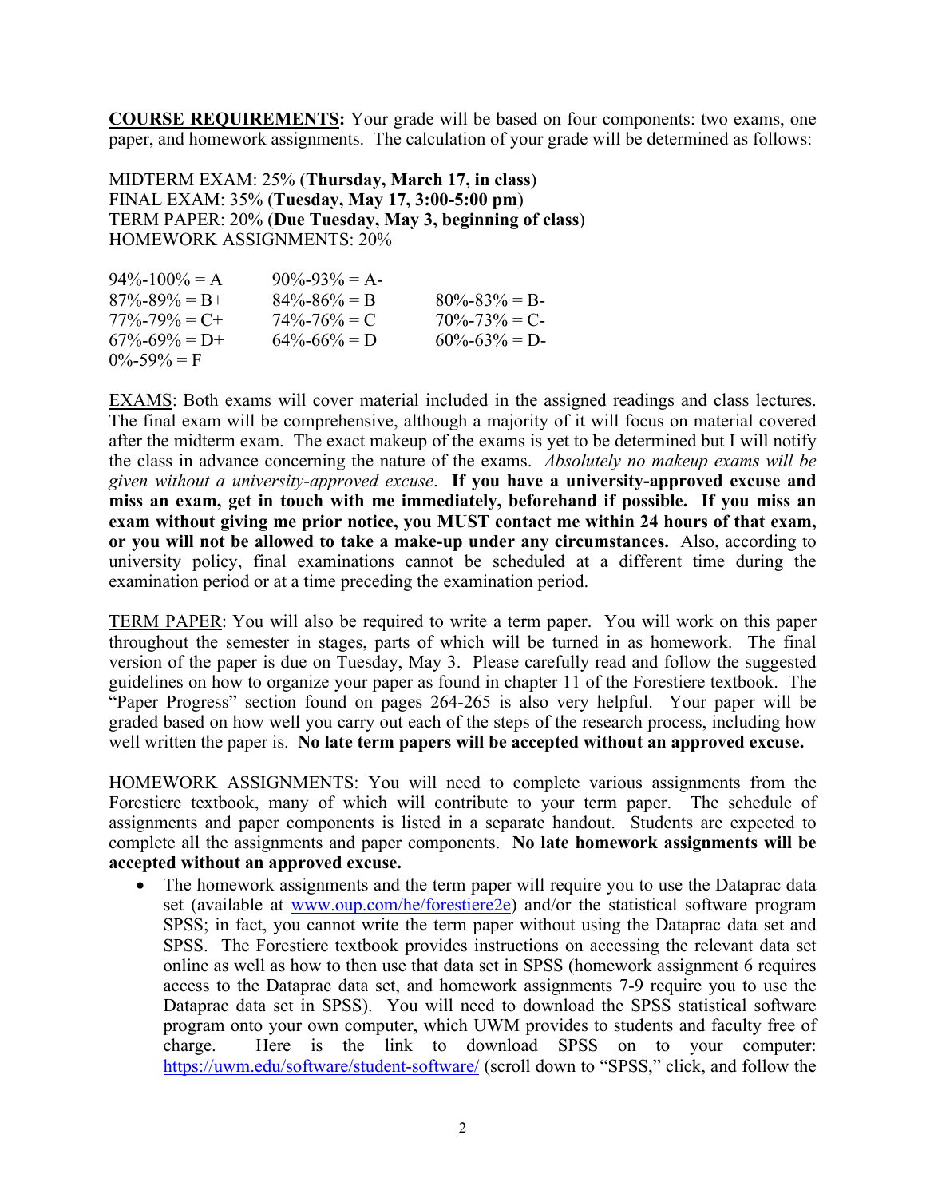**<u>COURSE REQUIREMENTS</u>:** Your grade will be based on four components: two exams, one paper, and homework assignments. The calculation of your grade will be determined as follows:

MIDTERM EXAM: 25% (**Thursday, March 17, in class**)
FINAL EXAM: 35% (**Tuesday, May 17, 3:00-5:00 pm**)
TERM PAPER: 20% (**Due Tuesday, May 3, beginning of class**)
HOMEWORK ASSIGNMENTS: 20%

| | | |
|---|---|---|
| 94%-100% = A | 90%-93% = A- | |
| 87%-89% = B+ | 84%-86% = B | 80%-83% = B- |
| 77%-79% = C+ | 74%-76% = C | 70%-73% = C- |
| 67%-69% = D+ | 64%-66% = D | 60%-63% = D- |
| 0%-59% = F | | |

<u>EXAMS</u>: Both exams will cover material included in the assigned readings and class lectures. The final exam will be comprehensive, although a majority of it will focus on material covered after the midterm exam. The exact makeup of the exams is yet to be determined but I will notify the class in advance concerning the nature of the exams. *Absolutely no makeup exams will be given without a university-approved excuse*. **If you have a university-approved excuse and miss an exam, get in touch with me immediately, beforehand if possible. If you miss an exam without giving me prior notice, you MUST contact me within 24 hours of that exam, or you will not be allowed to take a make-up under any circumstances.** Also, according to university policy, final examinations cannot be scheduled at a different time during the examination period or at a time preceding the examination period.

<u>TERM PAPER</u>: You will also be required to write a term paper. You will work on this paper throughout the semester in stages, parts of which will be turned in as homework. The final version of the paper is due on Tuesday, May 3. Please carefully read and follow the suggested guidelines on how to organize your paper as found in chapter 11 of the Forestiere textbook. The "Paper Progress" section found on pages 264-265 is also very helpful. Your paper will be graded based on how well you carry out each of the steps of the research process, including how well written the paper is. **No late term papers will be accepted without an approved excuse.**

<u>HOMEWORK ASSIGNMENTS</u>: You will need to complete various assignments from the Forestiere textbook, many of which will contribute to your term paper. The schedule of assignments and paper components is listed in a separate handout. Students are expected to complete <u>all</u> the assignments and paper components. **No late homework assignments will be accepted without an approved excuse.**

- The homework assignments and the term paper will require you to use the Dataprac data set (available at www.oup.com/he/forestiere2e) and/or the statistical software program SPSS; in fact, you cannot write the term paper without using the Dataprac data set and SPSS. The Forestiere textbook provides instructions on accessing the relevant data set online as well as how to then use that data set in SPSS (homework assignment 6 requires access to the Dataprac data set, and homework assignments 7-9 require you to use the Dataprac data set in SPSS). You will need to download the SPSS statistical software program onto your own computer, which UWM provides to students and faculty free of charge. Here is the link to download SPSS on to your computer: https://uwm.edu/software/student-software/ (scroll down to "SPSS," click, and follow the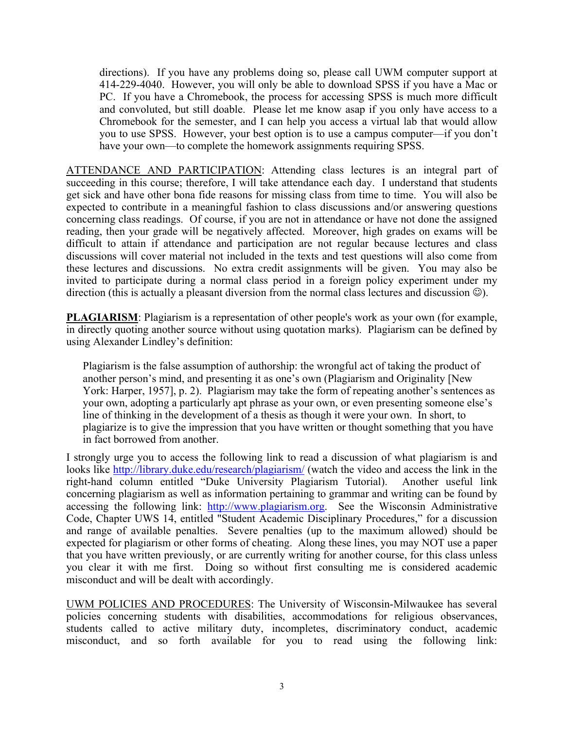directions). If you have any problems doing so, please call UWM computer support at 414-229-4040. However, you will only be able to download SPSS if you have a Mac or PC. If you have a Chromebook, the process for accessing SPSS is much more difficult and convoluted, but still doable. Please let me know asap if you only have access to a Chromebook for the semester, and I can help you access a virtual lab that would allow you to use SPSS. However, your best option is to use a campus computer—if you don't have your own—to complete the homework assignments requiring SPSS.

<u>ATTENDANCE AND PARTICIPATION</u>: Attending class lectures is an integral part of succeeding in this course; therefore, I will take attendance each day. I understand that students get sick and have other bona fide reasons for missing class from time to time. You will also be expected to contribute in a meaningful fashion to class discussions and/or answering questions concerning class readings. Of course, if you are not in attendance or have not done the assigned reading, then your grade will be negatively affected. Moreover, high grades on exams will be difficult to attain if attendance and participation are not regular because lectures and class discussions will cover material not included in the texts and test questions will also come from these lectures and discussions. No extra credit assignments will be given. You may also be invited to participate during a normal class period in a foreign policy experiment under my direction (this is actually a pleasant diversion from the normal class lectures and discussion ☺).

**<u>PLAGIARISM</u>**: Plagiarism is a representation of other people's work as your own (for example, in directly quoting another source without using quotation marks). Plagiarism can be defined by using Alexander Lindley's definition:

> Plagiarism is the false assumption of authorship: the wrongful act of taking the product of another person's mind, and presenting it as one's own (Plagiarism and Originality [New York: Harper, 1957], p. 2). Plagiarism may take the form of repeating another's sentences as your own, adopting a particularly apt phrase as your own, or even presenting someone else's line of thinking in the development of a thesis as though it were your own. In short, to plagiarize is to give the impression that you have written or thought something that you have in fact borrowed from another.

I strongly urge you to access the following link to read a discussion of what plagiarism is and looks like [http://library.duke.edu/research/plagiarism/](http://library.duke.edu/research/plagiarism/) (watch the video and access the link in the right-hand column entitled "Duke University Plagiarism Tutorial). Another useful link concerning plagiarism as well as information pertaining to grammar and writing can be found by accessing the following link: [http://www.plagiarism.org](http://www.plagiarism.org). See the Wisconsin Administrative Code, Chapter UWS 14, entitled "Student Academic Disciplinary Procedures," for a discussion and range of available penalties. Severe penalties (up to the maximum allowed) should be expected for plagiarism or other forms of cheating. Along these lines, you may NOT use a paper that you have written previously, or are currently writing for another course, for this class unless you clear it with me first. Doing so without first consulting me is considered academic misconduct and will be dealt with accordingly.

<u>UWM POLICIES AND PROCEDURES</u>: The University of Wisconsin-Milwaukee has several policies concerning students with disabilities, accommodations for religious observances, students called to active military duty, incompletes, discriminatory conduct, academic misconduct, and so forth available for you to read using the following link: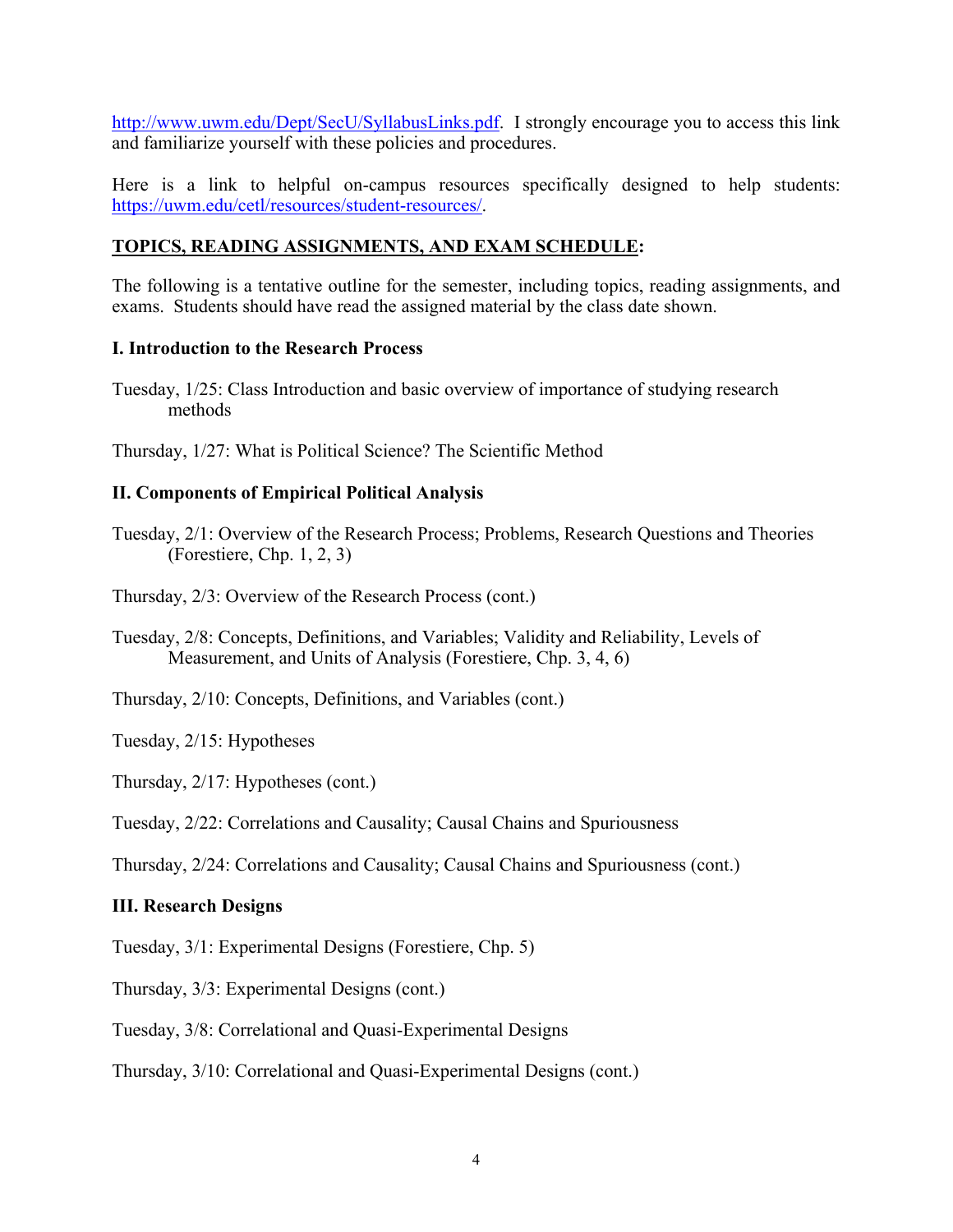http://www.uwm.edu/Dept/SecU/SyllabusLinks.pdf. I strongly encourage you to access this link and familiarize yourself with these policies and procedures.

Here is a link to helpful on-campus resources specifically designed to help students: https://uwm.edu/cetl/resources/student-resources/.

## TOPICS, READING ASSIGNMENTS, AND EXAM SCHEDULE:

The following is a tentative outline for the semester, including topics, reading assignments, and exams. Students should have read the assigned material by the class date shown.

### I. Introduction to the Research Process

Tuesday, 1/25: Class Introduction and basic overview of importance of studying research methods

Thursday, 1/27: What is Political Science? The Scientific Method

### II. Components of Empirical Political Analysis

Tuesday, 2/1: Overview of the Research Process; Problems, Research Questions and Theories (Forestiere, Chp. 1, 2, 3)

Thursday, 2/3: Overview of the Research Process (cont.)

Tuesday, 2/8: Concepts, Definitions, and Variables; Validity and Reliability, Levels of Measurement, and Units of Analysis (Forestiere, Chp. 3, 4, 6)

Thursday, 2/10: Concepts, Definitions, and Variables (cont.)

Tuesday, 2/15: Hypotheses

Thursday, 2/17: Hypotheses (cont.)

Tuesday, 2/22: Correlations and Causality; Causal Chains and Spuriousness

Thursday, 2/24: Correlations and Causality; Causal Chains and Spuriousness (cont.)

### III. Research Designs

Tuesday, 3/1: Experimental Designs (Forestiere, Chp. 5)

Thursday, 3/3: Experimental Designs (cont.)

Tuesday, 3/8: Correlational and Quasi-Experimental Designs

Thursday, 3/10: Correlational and Quasi-Experimental Designs (cont.)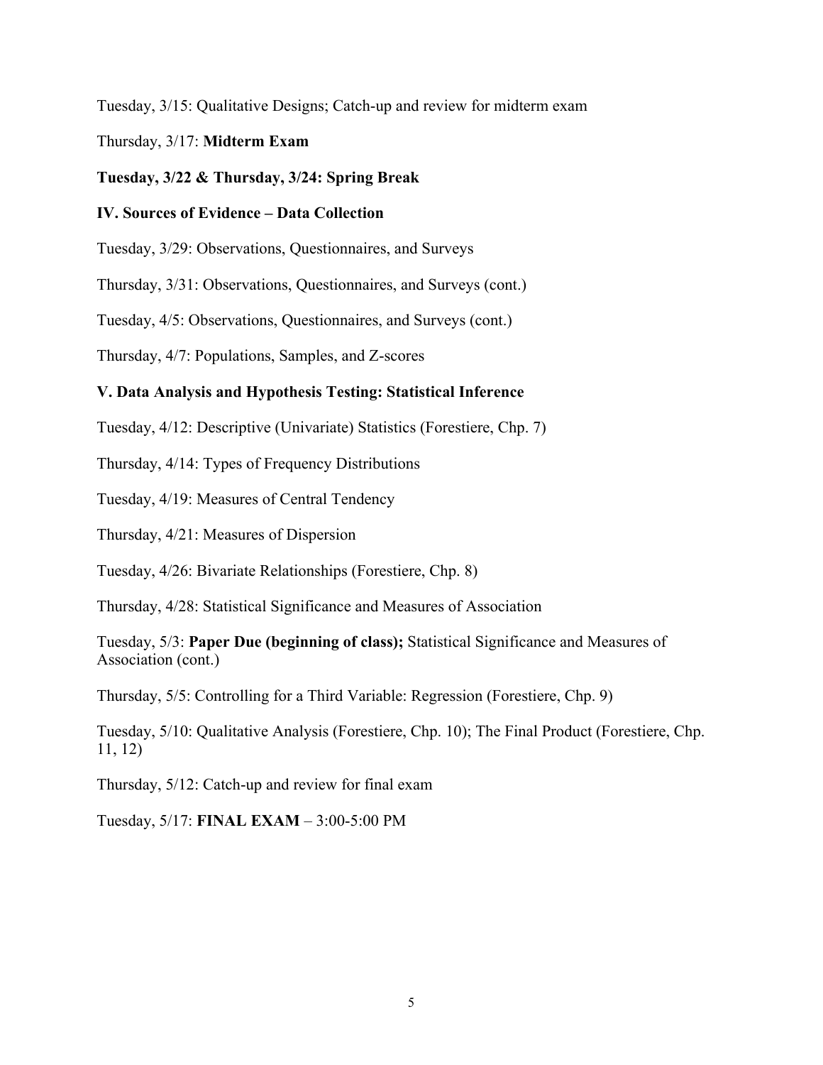Tuesday, 3/15: Qualitative Designs; Catch-up and review for midterm exam

Thursday, 3/17: **Midterm Exam**

**Tuesday, 3/22 & Thursday, 3/24: Spring Break**

**IV. Sources of Evidence – Data Collection**

Tuesday, 3/29: Observations, Questionnaires, and Surveys

Thursday, 3/31: Observations, Questionnaires, and Surveys (cont.)

Tuesday, 4/5: Observations, Questionnaires, and Surveys (cont.)

Thursday, 4/7: Populations, Samples, and Z-scores

**V. Data Analysis and Hypothesis Testing: Statistical Inference**

Tuesday, 4/12: Descriptive (Univariate) Statistics (Forestiere, Chp. 7)

Thursday, 4/14: Types of Frequency Distributions

Tuesday, 4/19: Measures of Central Tendency

Thursday, 4/21: Measures of Dispersion

Tuesday, 4/26: Bivariate Relationships (Forestiere, Chp. 8)

Thursday, 4/28: Statistical Significance and Measures of Association

Tuesday, 5/3: **Paper Due (beginning of class);** Statistical Significance and Measures of Association (cont.)

Thursday, 5/5: Controlling for a Third Variable: Regression (Forestiere, Chp. 9)

Tuesday, 5/10: Qualitative Analysis (Forestiere, Chp. 10); The Final Product (Forestiere, Chp. 11, 12)

Thursday, 5/12: Catch-up and review for final exam

Tuesday, 5/17: **FINAL EXAM** – 3:00-5:00 PM